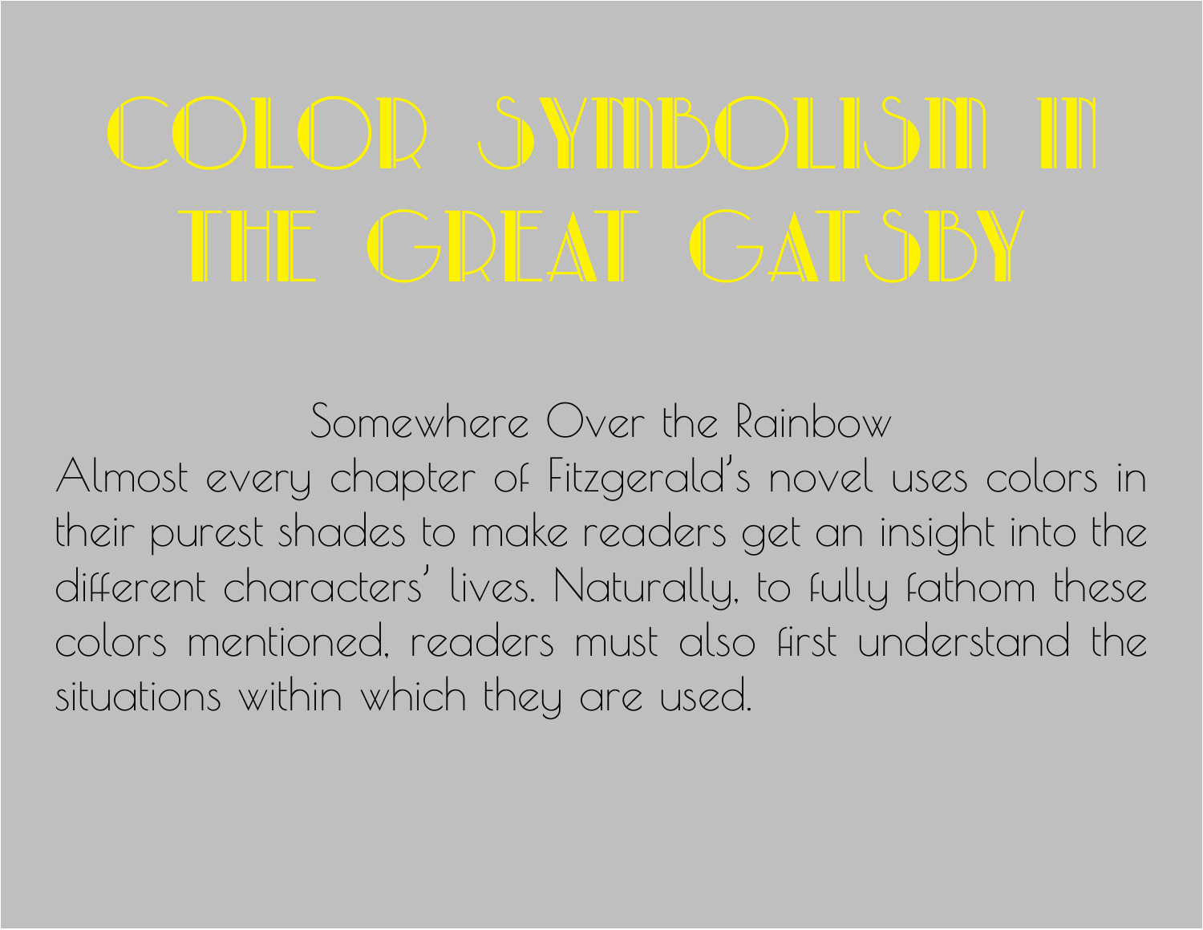# COLOR SYMBOLISM IN THE GREAT GATSBY

## Somewhere Over the Rainbow

Almost every chapter of Fitzgerald's novel uses colors in their purest shades to make readers get an insight into the different characters' lives. Naturally, to fully fathom these colors mentioned, readers must also first understand the situations within which they are used.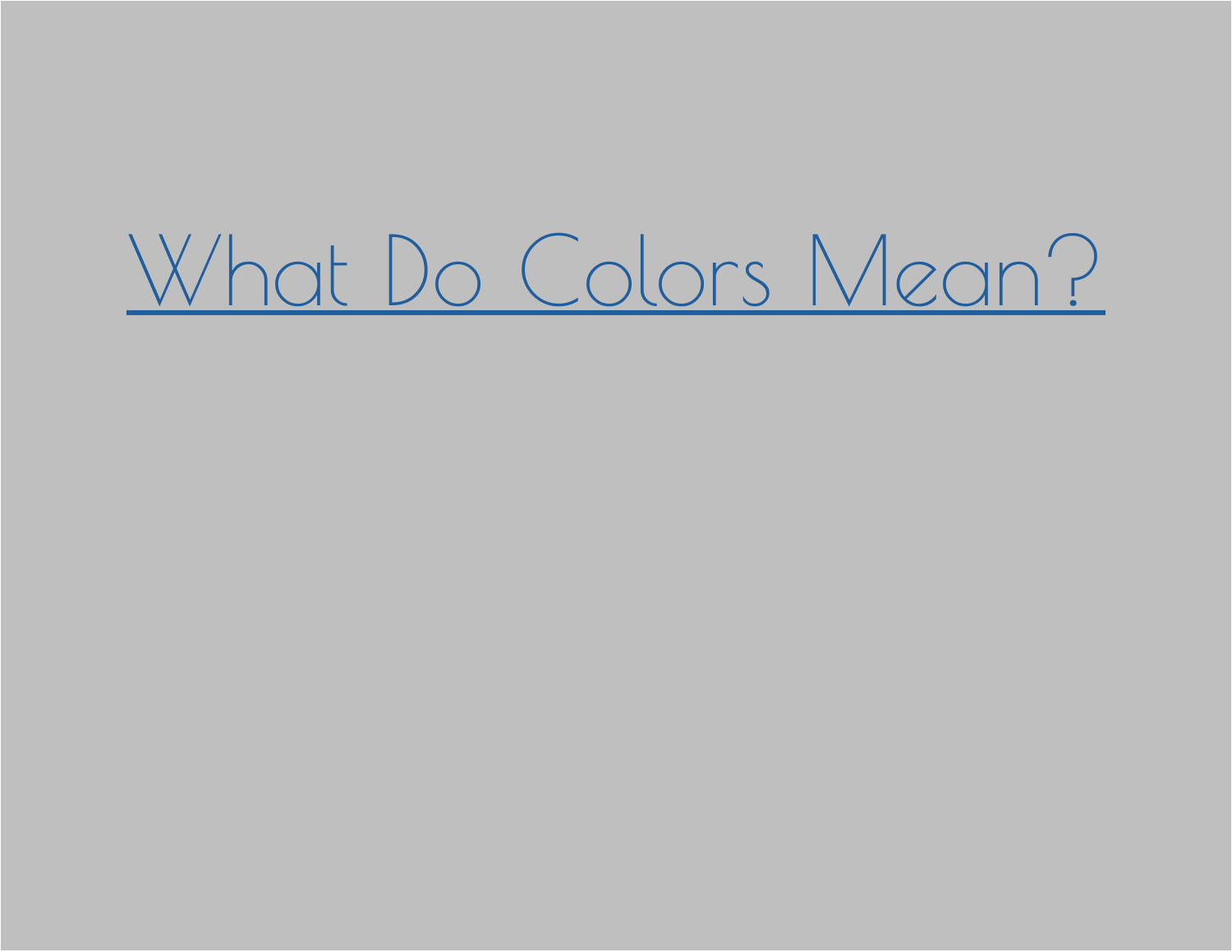# What Do Colors Mean?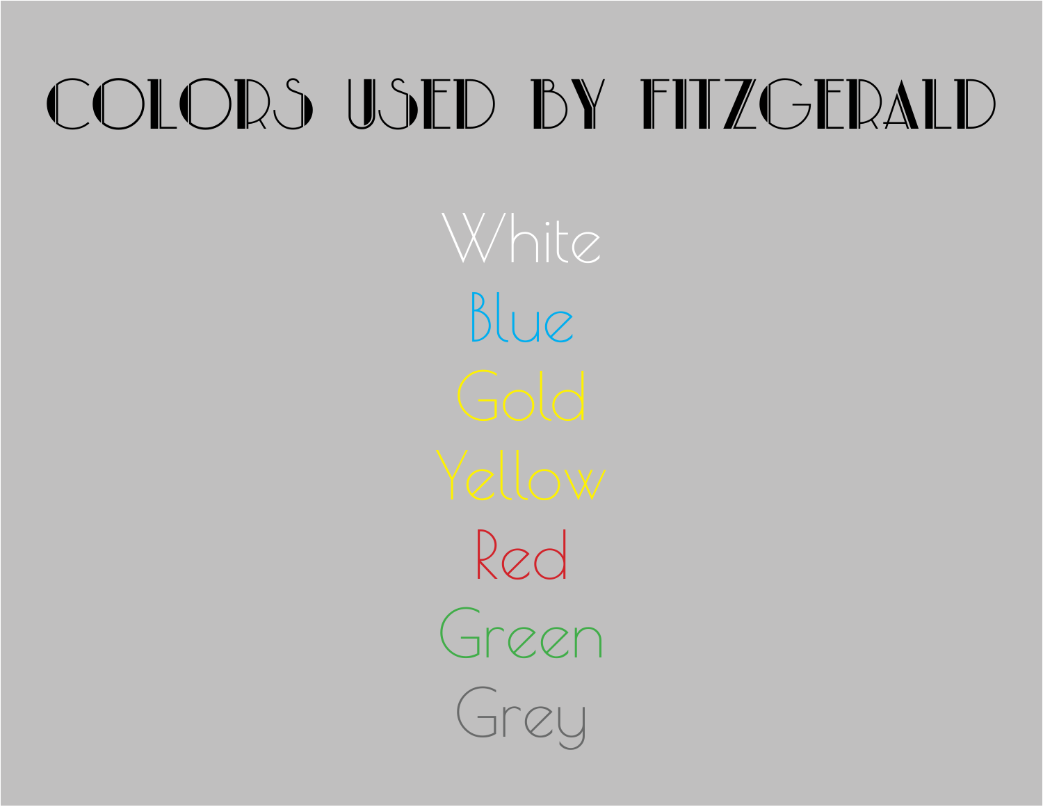# COLORS USED BY FITZGERALD

White

Blue

Gold

Yellow

Red

Green

Grey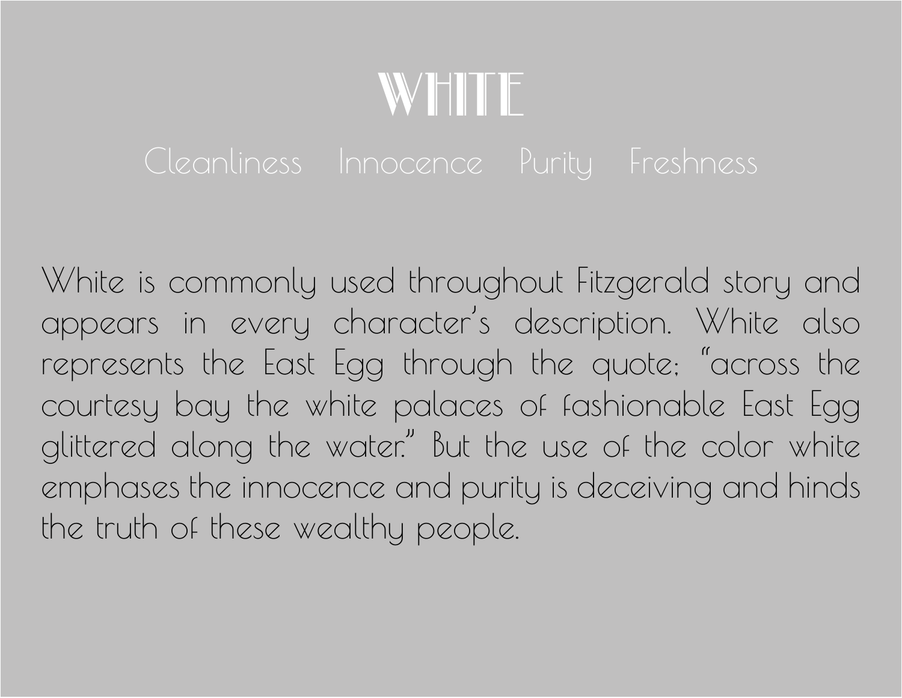# WHITE

Cleanliness Innocence Purity Freshness

White is commonly used throughout Fitzgerald story and appears in every character's description. White also represents the East Egg through the quote; "across the courtesy bay the white palaces of fashionable East Egg glittered along the water." But the use of the color white emphases the innocence and purity is deceiving and hinds the truth of these wealthy people.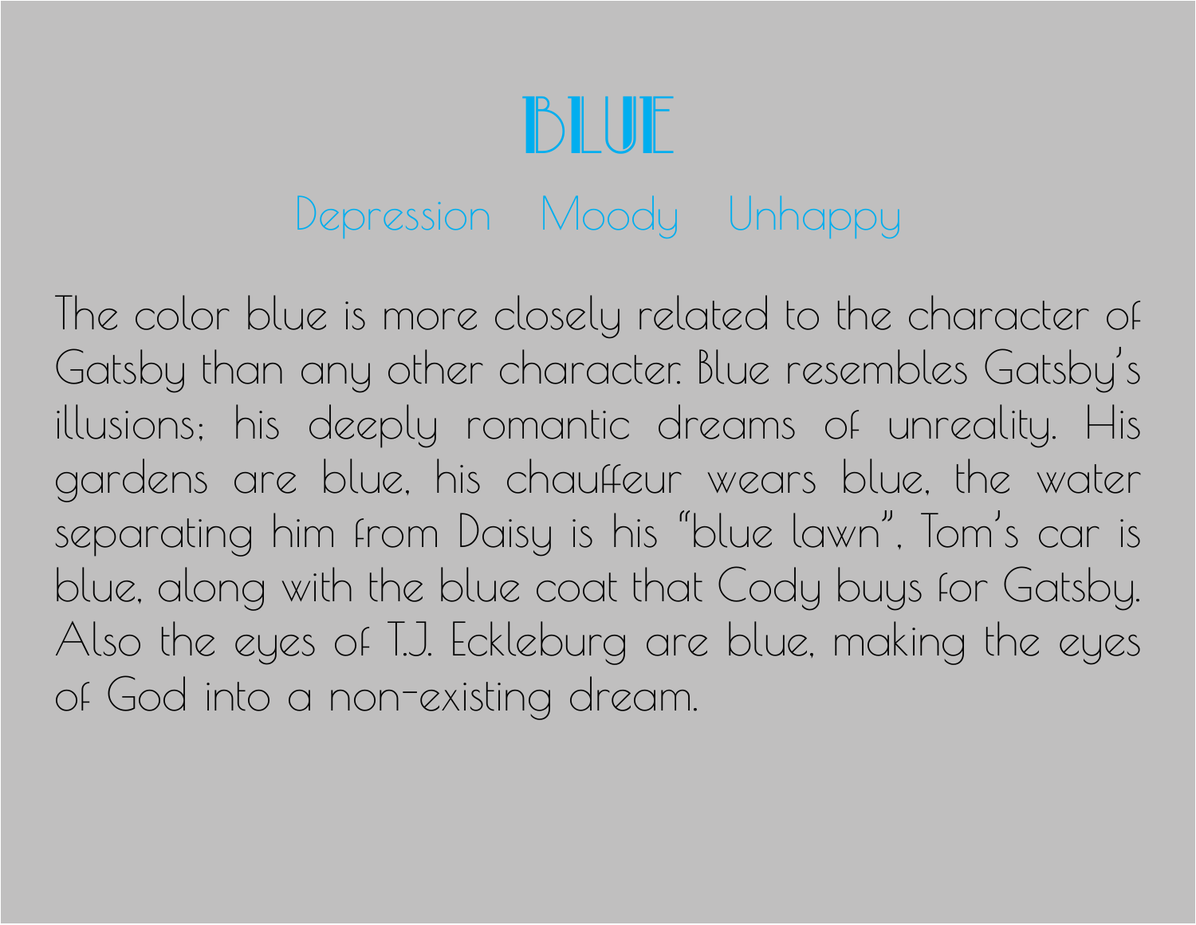# BLUE

Depression Moody Unhappy

The color blue is more closely related to the character of Gatsby than any other character. Blue resembles Gatsby's illusions; his deeply romantic dreams of unreality. His gardens are blue, his chauffeur wears blue, the water separating him from Daisy is his "blue lawn", Tom's car is blue, along with the blue coat that Cody buys for Gatsby. Also the eyes of T.J. Eckleburg are blue, making the eyes of God into a non-existing dream.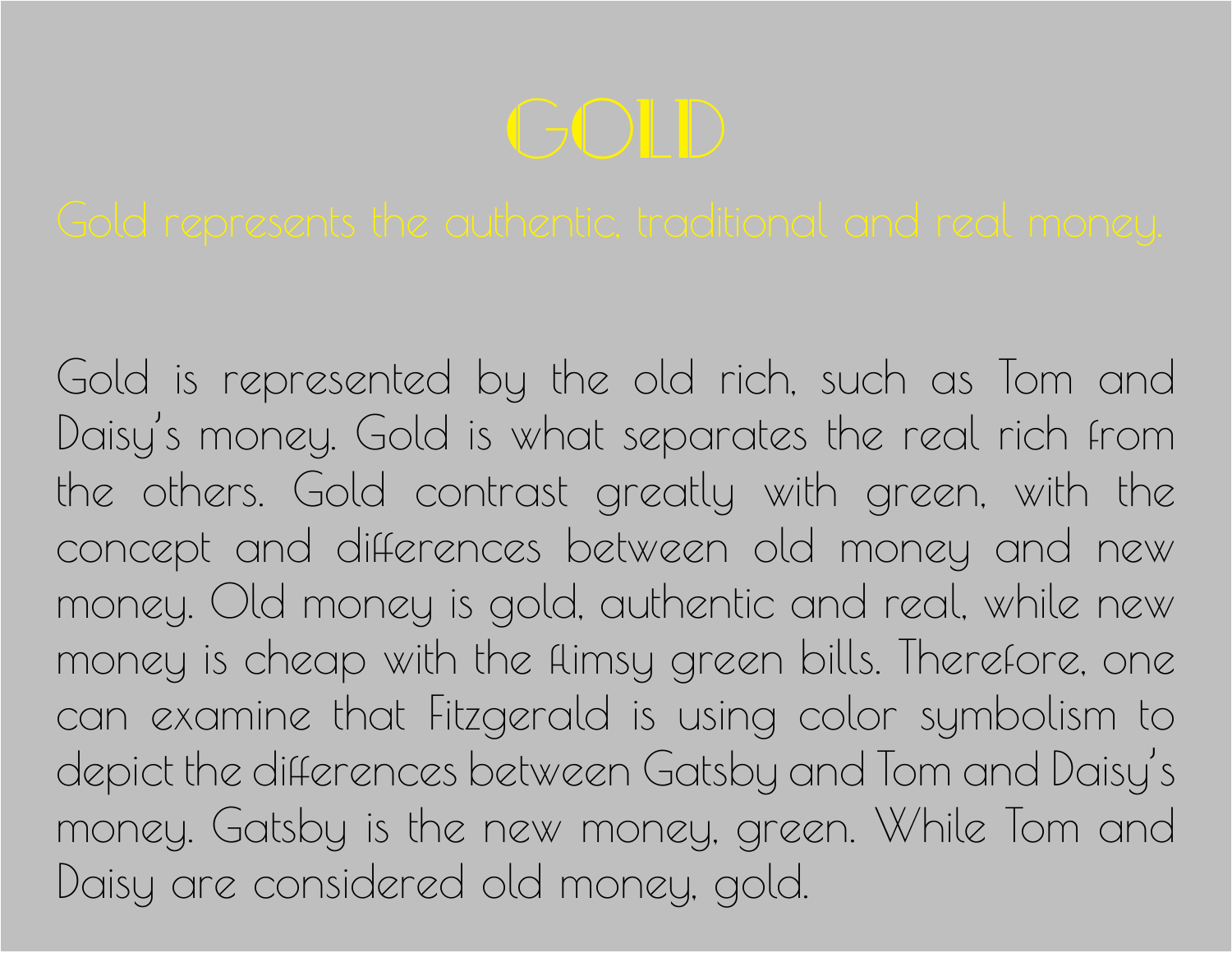# GOLD

Gold represents the authentic, traditional and real money.

Gold is represented by the old rich, such as Tom and Daisy's money. Gold is what separates the real rich from the others. Gold contrast greatly with green, with the concept and differences between old money and new money. Old money is gold, authentic and real, while new money is cheap with the flimsy green bills. Therefore, one can examine that Fitzgerald is using color symbolism to depict the differences between Gatsby and Tom and Daisy's money. Gatsby is the new money, green. While Tom and Daisy are considered old money, gold.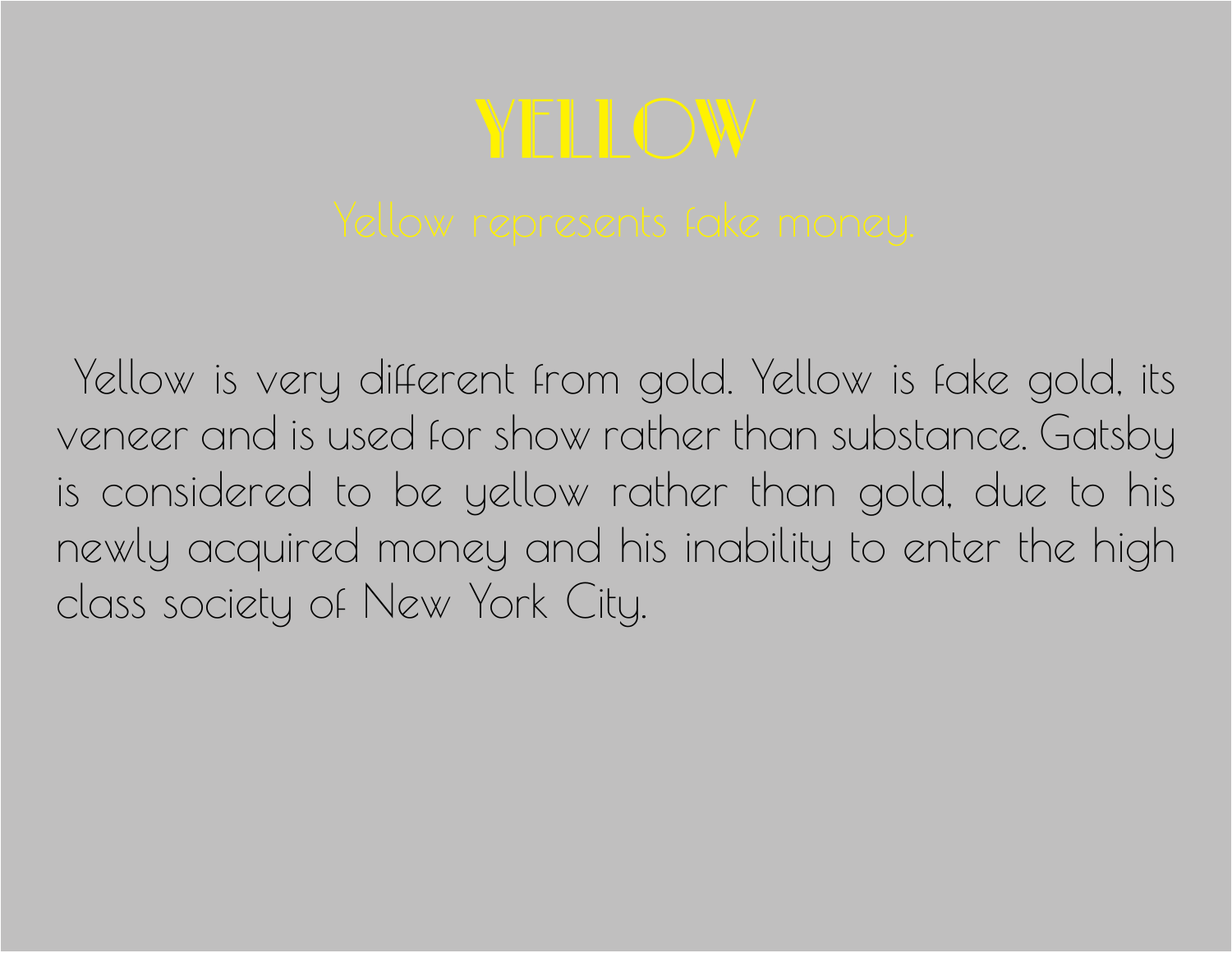# YELLOW

Yellow represents fake money.

Yellow is very different from gold. Yellow is fake gold, its veneer and is used for show rather than substance. Gatsby is considered to be yellow rather than gold, due to his newly acquired money and his inability to enter the high class society of New York City.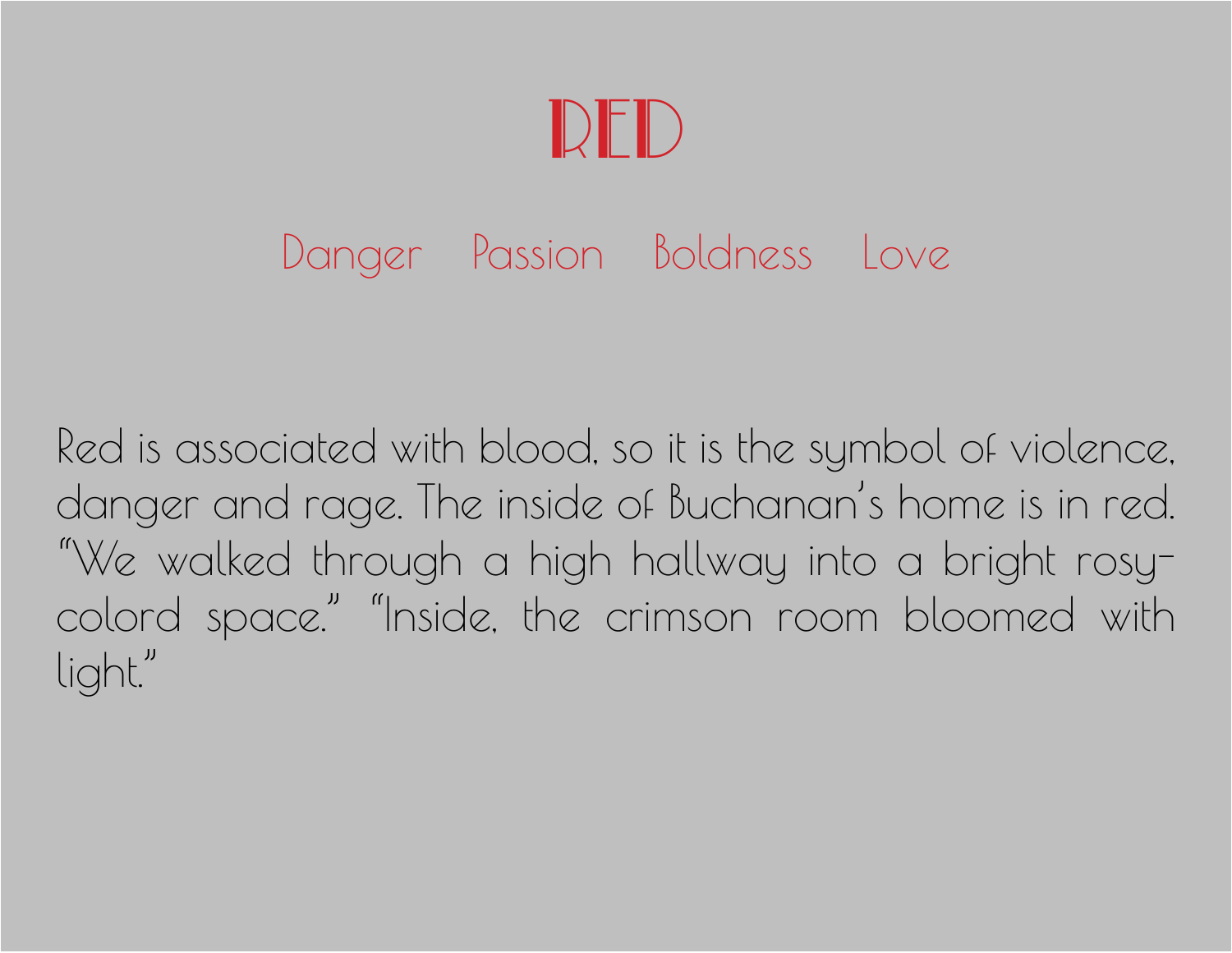# RED

Danger Passion Boldness Love

Red is associated with blood, so it is the symbol of violence, danger and rage. The inside of Buchanan's home is in red. "We walked through a high hallway into a bright rosy-colord space." "Inside, the crimson room bloomed with light."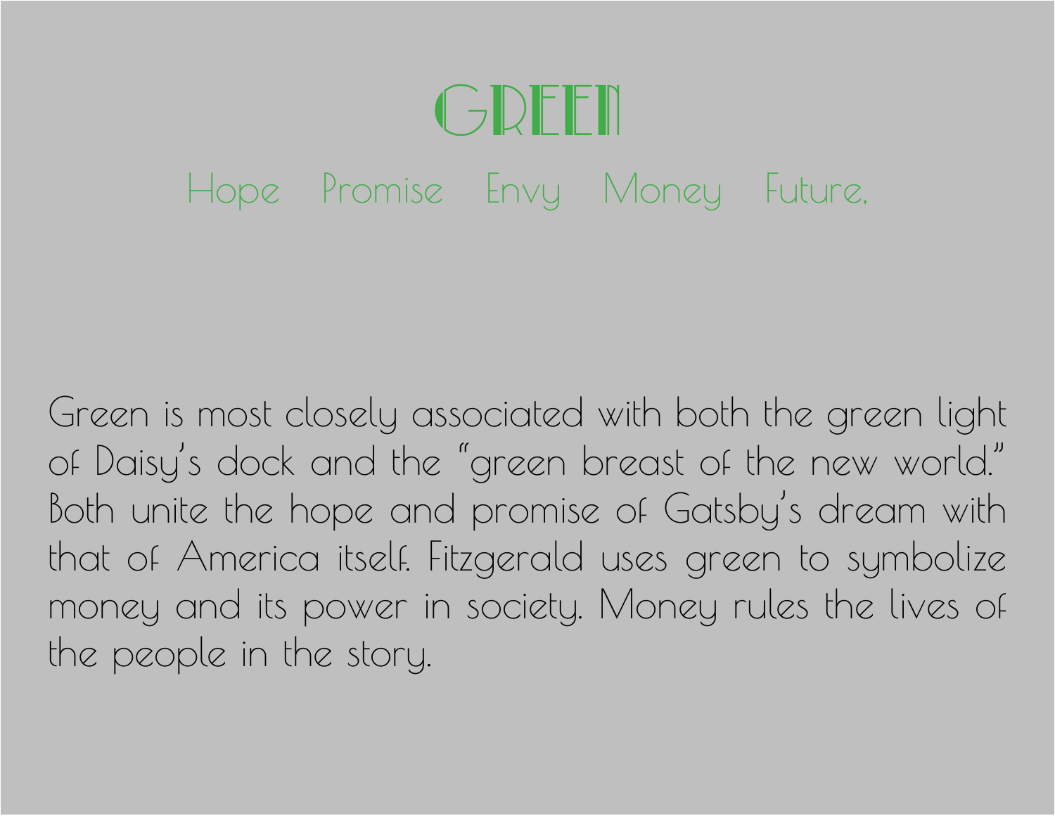# GREEN

Hope Promise Envy Money Future.

Green is most closely associated with both the green light of Daisy's dock and the "green breast of the new world." Both unite the hope and promise of Gatsby's dream with that of America itself. Fitzgerald uses green to symbolize money and its power in society. Money rules the lives of the people in the story.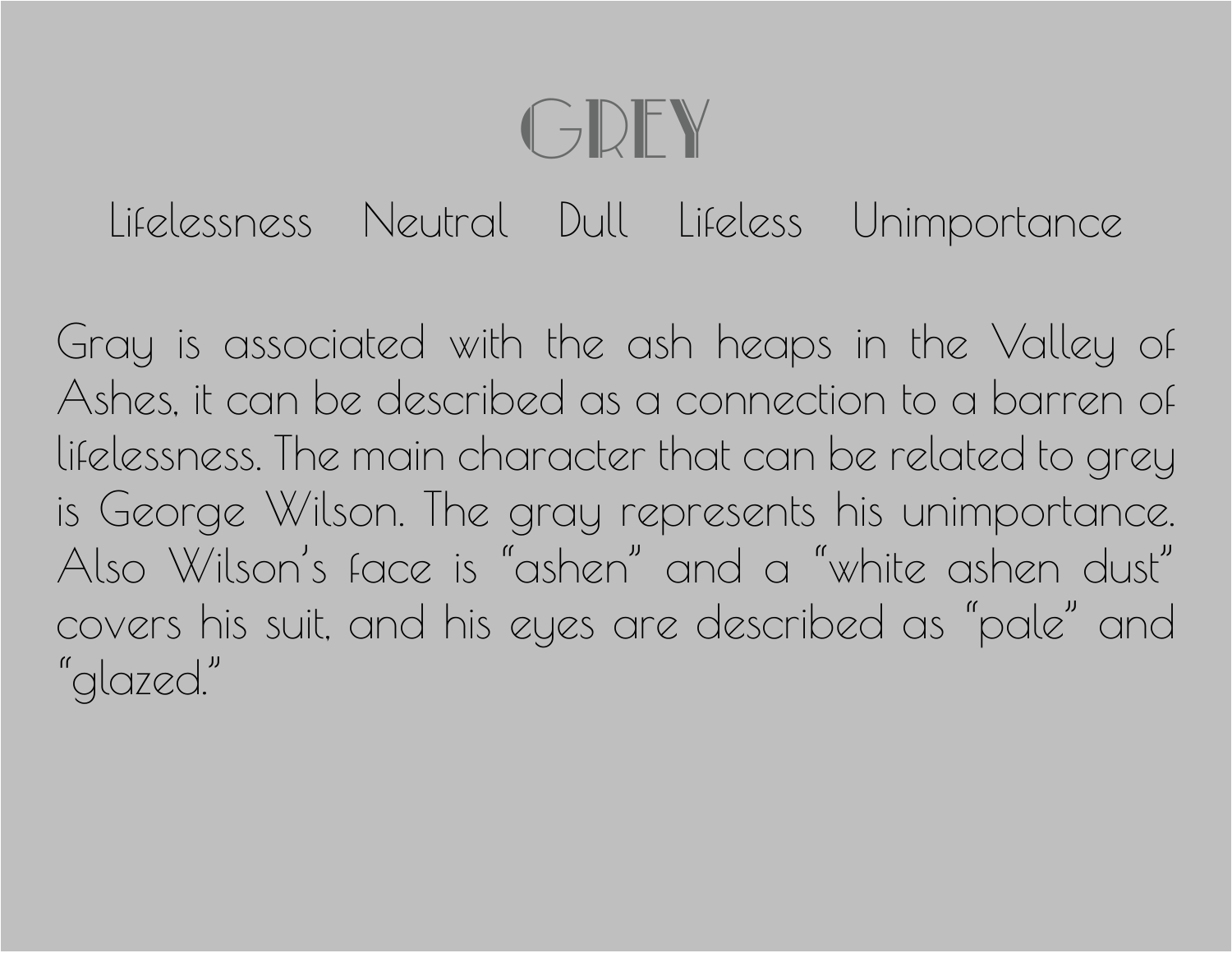# GREY

Lifelessness Neutral Dull Lifeless Unimportance

Gray is associated with the ash heaps in the Valley of Ashes, it can be described as a connection to a barren of lifelessness. The main character that can be related to grey is George Wilson. The gray represents his unimportance. Also Wilson's face is "ashen" and a "white ashen dust" covers his suit, and his eyes are described as "pale" and "glazed."